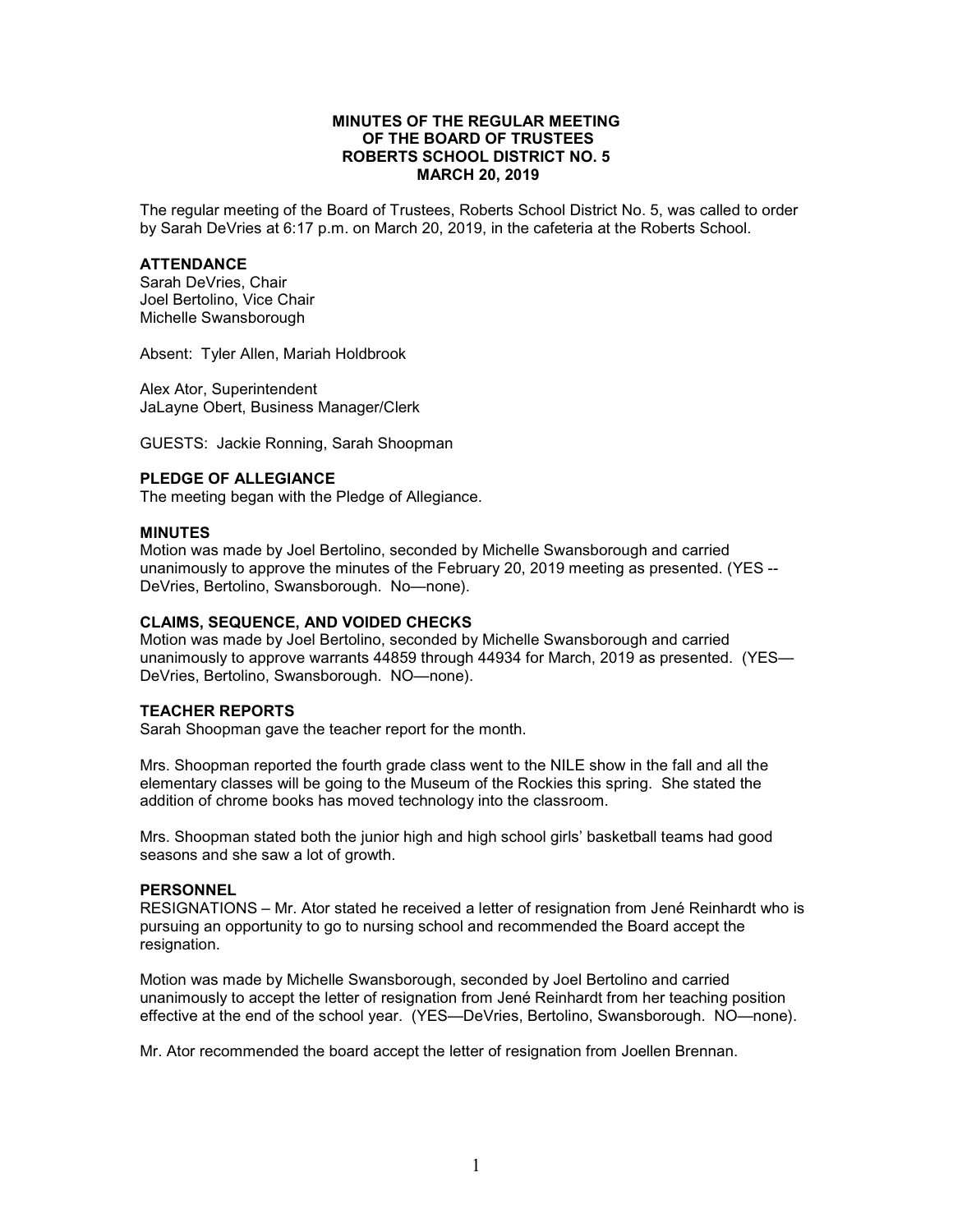# MINUTES OF THE REGULAR MEETING OF THE BOARD OF TRUSTEES ROBERTS SCHOOL DISTRICT NO. 5 MARCH 20, 2019

The regular meeting of the Board of Trustees, Roberts School District No. 5, was called to order by Sarah DeVries at 6:17 p.m. on March 20, 2019, in the cafeteria at the Roberts School.

## ATTENDANCE

Sarah DeVries, Chair
Joel Bertolino, Vice Chair
Michelle Swansborough

Absent: Tyler Allen, Mariah Holdbrook

Alex Ator, Superintendent
JaLayne Obert, Business Manager/Clerk

GUESTS: Jackie Ronning, Sarah Shoopman

## PLEDGE OF ALLEGIANCE

The meeting began with the Pledge of Allegiance.

## MINUTES

Motion was made by Joel Bertolino, seconded by Michelle Swansborough and carried unanimously to approve the minutes of the February 20, 2019 meeting as presented. (YES -- DeVries, Bertolino, Swansborough. No—none).

## CLAIMS, SEQUENCE, AND VOIDED CHECKS

Motion was made by Joel Bertolino, seconded by Michelle Swansborough and carried unanimously to approve warrants 44859 through 44934 for March, 2019 as presented. (YES—DeVries, Bertolino, Swansborough. NO—none).

## TEACHER REPORTS

Sarah Shoopman gave the teacher report for the month.

Mrs. Shoopman reported the fourth grade class went to the NILE show in the fall and all the elementary classes will be going to the Museum of the Rockies this spring. She stated the addition of chrome books has moved technology into the classroom.

Mrs. Shoopman stated both the junior high and high school girls' basketball teams had good seasons and she saw a lot of growth.

## PERSONNEL

RESIGNATIONS – Mr. Ator stated he received a letter of resignation from Jené Reinhardt who is pursuing an opportunity to go to nursing school and recommended the Board accept the resignation.

Motion was made by Michelle Swansborough, seconded by Joel Bertolino and carried unanimously to accept the letter of resignation from Jené Reinhardt from her teaching position effective at the end of the school year. (YES—DeVries, Bertolino, Swansborough. NO—none).

Mr. Ator recommended the board accept the letter of resignation from Joellen Brennan.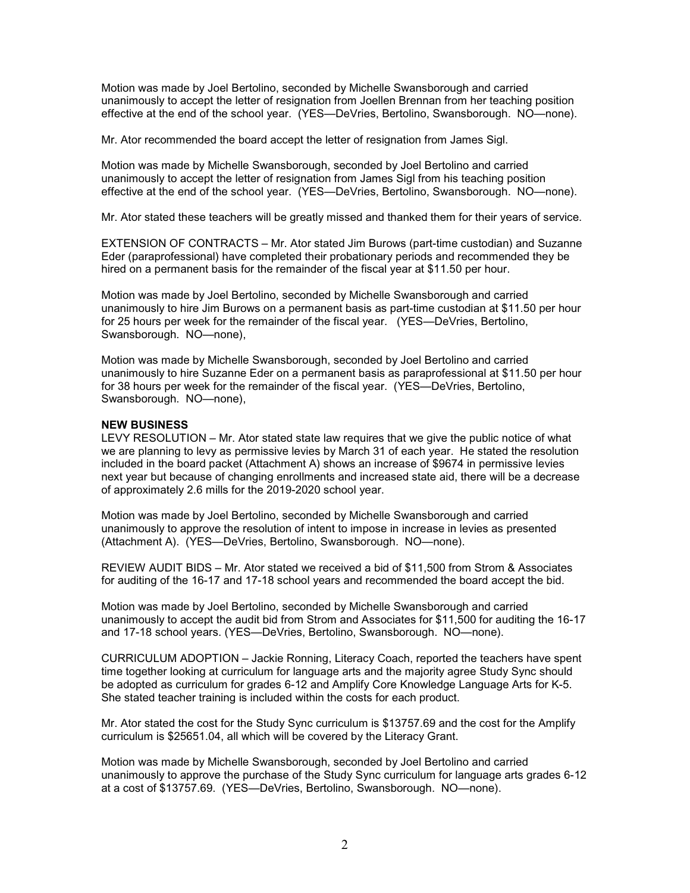Motion was made by Joel Bertolino, seconded by Michelle Swansborough and carried unanimously to accept the letter of resignation from Joellen Brennan from her teaching position effective at the end of the school year. (YES—DeVries, Bertolino, Swansborough. NO—none).

Mr. Ator recommended the board accept the letter of resignation from James Sigl.

Motion was made by Michelle Swansborough, seconded by Joel Bertolino and carried unanimously to accept the letter of resignation from James Sigl from his teaching position effective at the end of the school year. (YES—DeVries, Bertolino, Swansborough. NO—none).

Mr. Ator stated these teachers will be greatly missed and thanked them for their years of service.

EXTENSION OF CONTRACTS – Mr. Ator stated Jim Burows (part-time custodian) and Suzanne Eder (paraprofessional) have completed their probationary periods and recommended they be hired on a permanent basis for the remainder of the fiscal year at $11.50 per hour.

Motion was made by Joel Bertolino, seconded by Michelle Swansborough and carried unanimously to hire Jim Burows on a permanent basis as part-time custodian at $11.50 per hour for 25 hours per week for the remainder of the fiscal year. (YES—DeVries, Bertolino, Swansborough. NO—none),

Motion was made by Michelle Swansborough, seconded by Joel Bertolino and carried unanimously to hire Suzanne Eder on a permanent basis as paraprofessional at $11.50 per hour for 38 hours per week for the remainder of the fiscal year. (YES—DeVries, Bertolino, Swansborough. NO—none),

**NEW BUSINESS**

LEVY RESOLUTION – Mr. Ator stated state law requires that we give the public notice of what we are planning to levy as permissive levies by March 31 of each year. He stated the resolution included in the board packet (Attachment A) shows an increase of $9674 in permissive levies next year but because of changing enrollments and increased state aid, there will be a decrease of approximately 2.6 mills for the 2019-2020 school year.

Motion was made by Joel Bertolino, seconded by Michelle Swansborough and carried unanimously to approve the resolution of intent to impose in increase in levies as presented (Attachment A). (YES—DeVries, Bertolino, Swansborough. NO—none).

REVIEW AUDIT BIDS – Mr. Ator stated we received a bid of $11,500 from Strom & Associates for auditing of the 16-17 and 17-18 school years and recommended the board accept the bid.

Motion was made by Joel Bertolino, seconded by Michelle Swansborough and carried unanimously to accept the audit bid from Strom and Associates for $11,500 for auditing the 16-17 and 17-18 school years. (YES—DeVries, Bertolino, Swansborough. NO—none).

CURRICULUM ADOPTION – Jackie Ronning, Literacy Coach, reported the teachers have spent time together looking at curriculum for language arts and the majority agree Study Sync should be adopted as curriculum for grades 6-12 and Amplify Core Knowledge Language Arts for K-5. She stated teacher training is included within the costs for each product.

Mr. Ator stated the cost for the Study Sync curriculum is $13757.69 and the cost for the Amplify curriculum is $25651.04, all which will be covered by the Literacy Grant.

Motion was made by Michelle Swansborough, seconded by Joel Bertolino and carried unanimously to approve the purchase of the Study Sync curriculum for language arts grades 6-12 at a cost of $13757.69. (YES—DeVries, Bertolino, Swansborough. NO—none).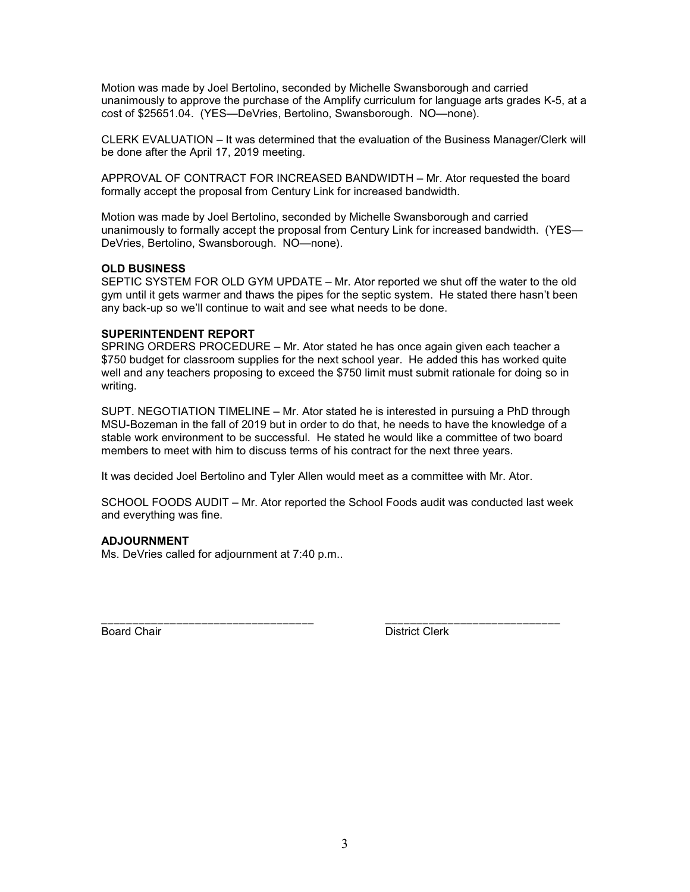Motion was made by Joel Bertolino, seconded by Michelle Swansborough and carried unanimously to approve the purchase of the Amplify curriculum for language arts grades K-5, at a cost of $25651.04. (YES—DeVries, Bertolino, Swansborough. NO—none).

CLERK EVALUATION – It was determined that the evaluation of the Business Manager/Clerk will be done after the April 17, 2019 meeting.

APPROVAL OF CONTRACT FOR INCREASED BANDWIDTH – Mr. Ator requested the board formally accept the proposal from Century Link for increased bandwidth.

Motion was made by Joel Bertolino, seconded by Michelle Swansborough and carried unanimously to formally accept the proposal from Century Link for increased bandwidth. (YES—DeVries, Bertolino, Swansborough. NO—none).

**OLD BUSINESS**

SEPTIC SYSTEM FOR OLD GYM UPDATE – Mr. Ator reported we shut off the water to the old gym until it gets warmer and thaws the pipes for the septic system. He stated there hasn't been any back-up so we'll continue to wait and see what needs to be done.

**SUPERINTENDENT REPORT**

SPRING ORDERS PROCEDURE – Mr. Ator stated he has once again given each teacher a $750 budget for classroom supplies for the next school year. He added this has worked quite well and any teachers proposing to exceed the $750 limit must submit rationale for doing so in writing.

SUPT. NEGOTIATION TIMELINE – Mr. Ator stated he is interested in pursuing a PhD through MSU-Bozeman in the fall of 2019 but in order to do that, he needs to have the knowledge of a stable work environment to be successful. He stated he would like a committee of two board members to meet with him to discuss terms of his contract for the next three years.

It was decided Joel Bertolino and Tyler Allen would meet as a committee with Mr. Ator.

SCHOOL FOODS AUDIT – Mr. Ator reported the School Foods audit was conducted last week and everything was fine.

**ADJOURNMENT**

Ms. DeVries called for adjournment at 7:40 p.m..

_________________________________ &nbsp;&nbsp;&nbsp;&nbsp;&nbsp;&nbsp;&nbsp;&nbsp; ____________________________

Board Chair &nbsp;&nbsp;&nbsp;&nbsp;&nbsp;&nbsp;&nbsp;&nbsp; District Clerk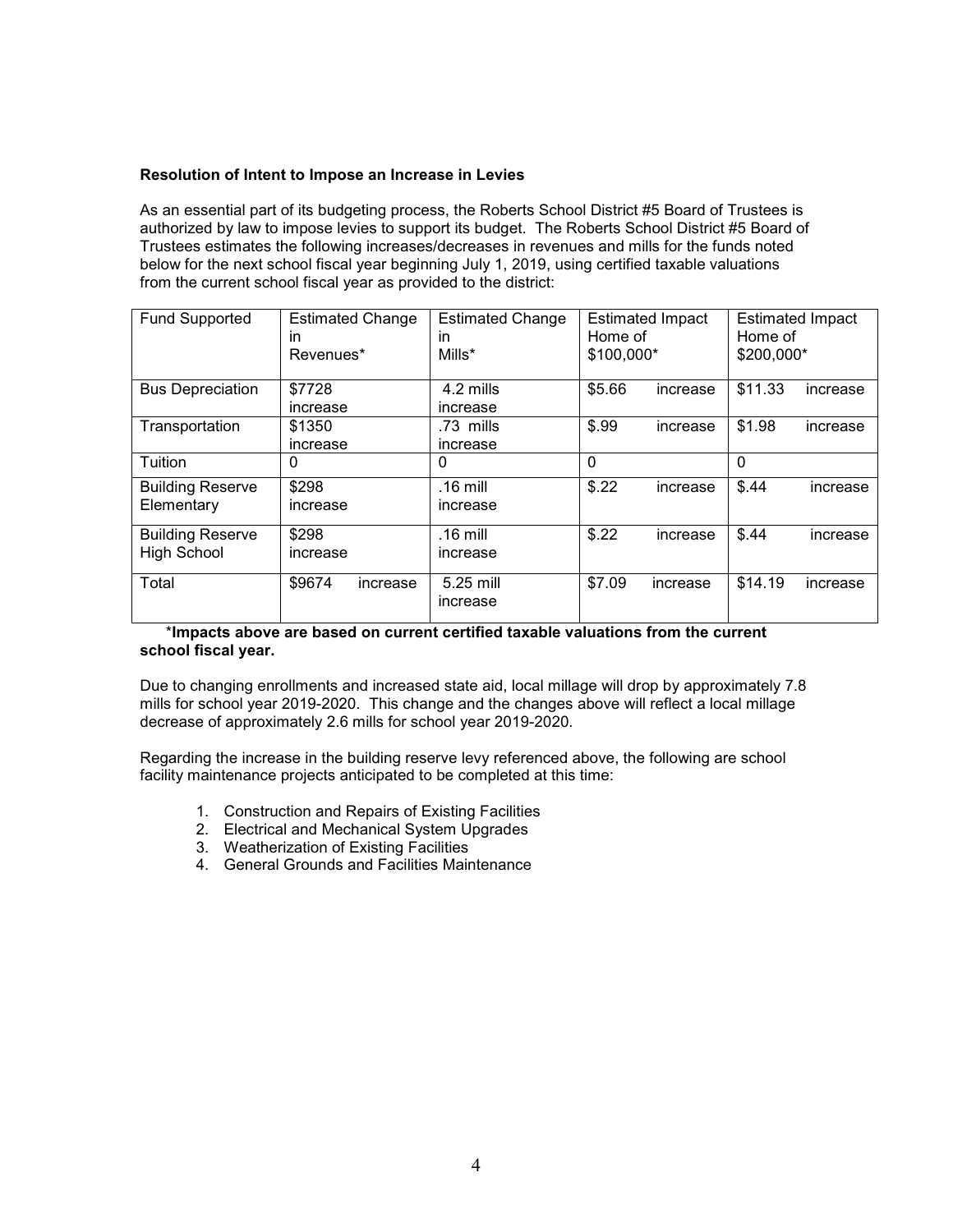**Resolution of Intent to Impose an Increase in Levies**

As an essential part of its budgeting process, the Roberts School District #5 Board of Trustees is authorized by law to impose levies to support its budget. The Roberts School District #5 Board of Trustees estimates the following increases/decreases in revenues and mills for the funds noted below for the next school fiscal year beginning July 1, 2019, using certified taxable valuations from the current school fiscal year as provided to the district:

| Fund Supported | Estimated Change in Revenues* | Estimated Change in Mills* | Estimated Impact Home of $100,000* | Estimated Impact Home of $200,000* |
|---|---|---|---|---|
| Bus Depreciation | $7728 increase | 4.2 mills increase | $5.66 increase | $11.33 increase |
| Transportation | $1350 increase | .73 mills increase | $.99 increase | $1.98 increase |
| Tuition | 0 | 0 | 0 | 0 |
| Building Reserve Elementary | $298 increase | .16 mill increase | $.22 increase | $.44 increase |
| Building Reserve High School | $298 increase | .16 mill increase | $.22 increase | $.44 increase |
| Total | $9674 increase | 5.25 mill increase | $7.09 increase | $14.19 increase |

***Impacts above are based on current certified taxable valuations from the current school fiscal year.**

Due to changing enrollments and increased state aid, local millage will drop by approximately 7.8 mills for school year 2019-2020. This change and the changes above will reflect a local millage decrease of approximately 2.6 mills for school year 2019-2020.

Regarding the increase in the building reserve levy referenced above, the following are school facility maintenance projects anticipated to be completed at this time:

1. Construction and Repairs of Existing Facilities
2. Electrical and Mechanical System Upgrades
3. Weatherization of Existing Facilities
4. General Grounds and Facilities Maintenance